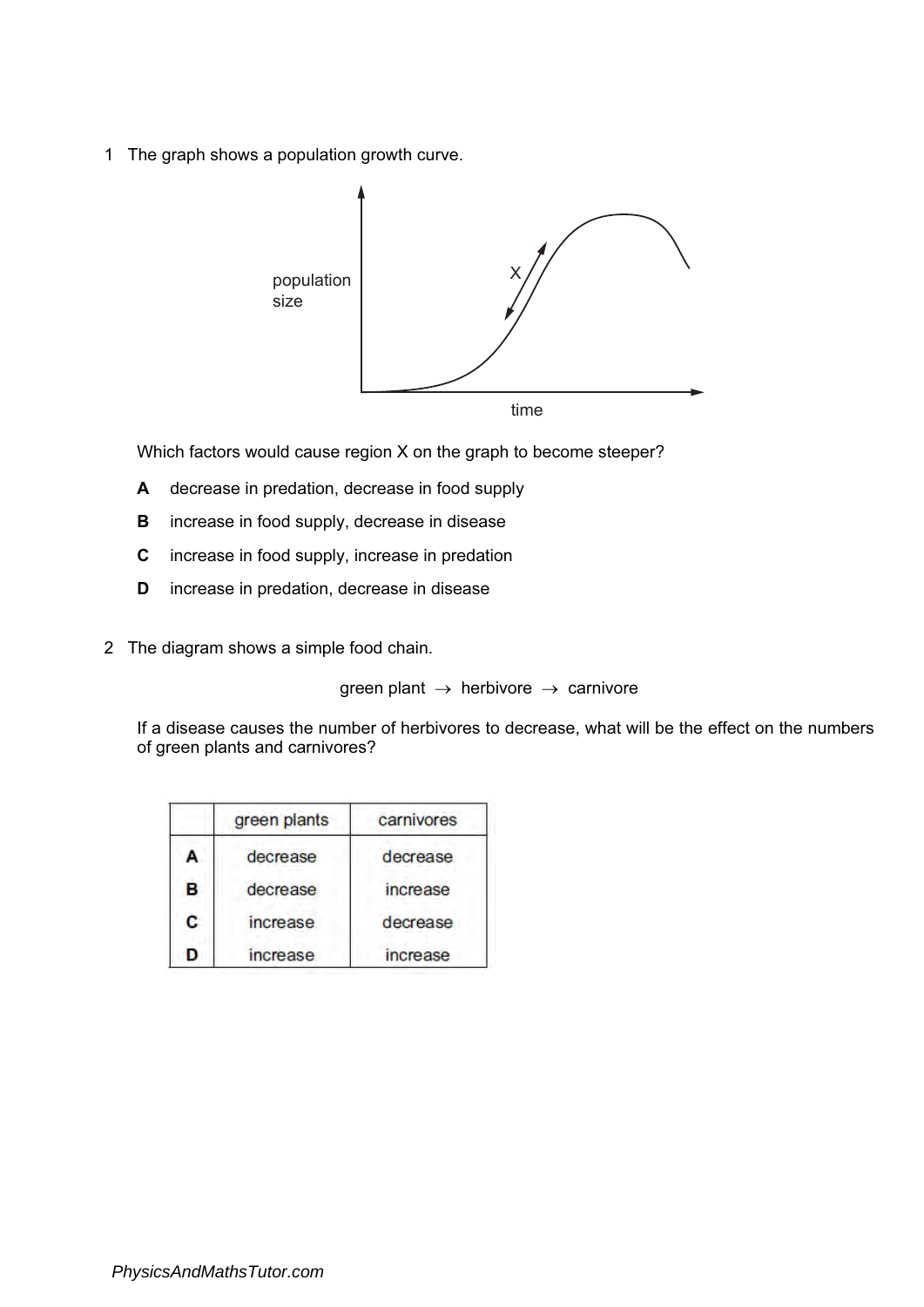1 The graph shows a population growth curve.

Which factors would cause region X on the graph to become steeper?

**A** decrease in predation, decrease in food supply

**B** increase in food supply, decrease in disease

**C** increase in food supply, increase in predation

**D** increase in predation, decrease in disease

2 The diagram shows a simple food chain.

green plant → herbivore → carnivore

If a disease causes the number of herbivores to decrease, what will be the effect on the numbers of green plants and carnivores?

| | green plants | carnivores |
|---|---|---|
| **A** | decrease | decrease |
| **B** | decrease | increase |
| **C** | increase | decrease |
| **D** | increase | increase |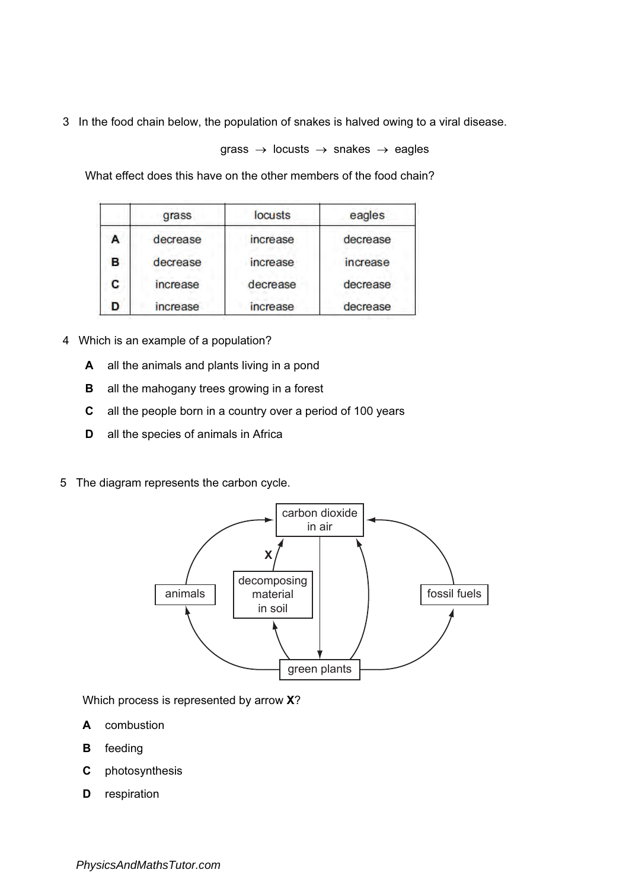3 In the food chain below, the population of snakes is halved owing to a viral disease.

grass → locusts → snakes → eagles

What effect does this have on the other members of the food chain?

| | grass | locusts | eagles |
|---|---|---|---|
| **A** | decrease | increase | decrease |
| **B** | decrease | increase | increase |
| **C** | increase | decrease | decrease |
| **D** | increase | increase | decrease |

4 Which is an example of a population?

**A** all the animals and plants living in a pond

**B** all the mahogany trees growing in a forest

**C** all the people born in a country over a period of 100 years

**D** all the species of animals in Africa

5 The diagram represents the carbon cycle.

carbon dioxide in air

X

animals

decomposing material in soil

fossil fuels

green plants

Which process is represented by arrow **X**?

**A** combustion

**B** feeding

**C** photosynthesis

**D** respiration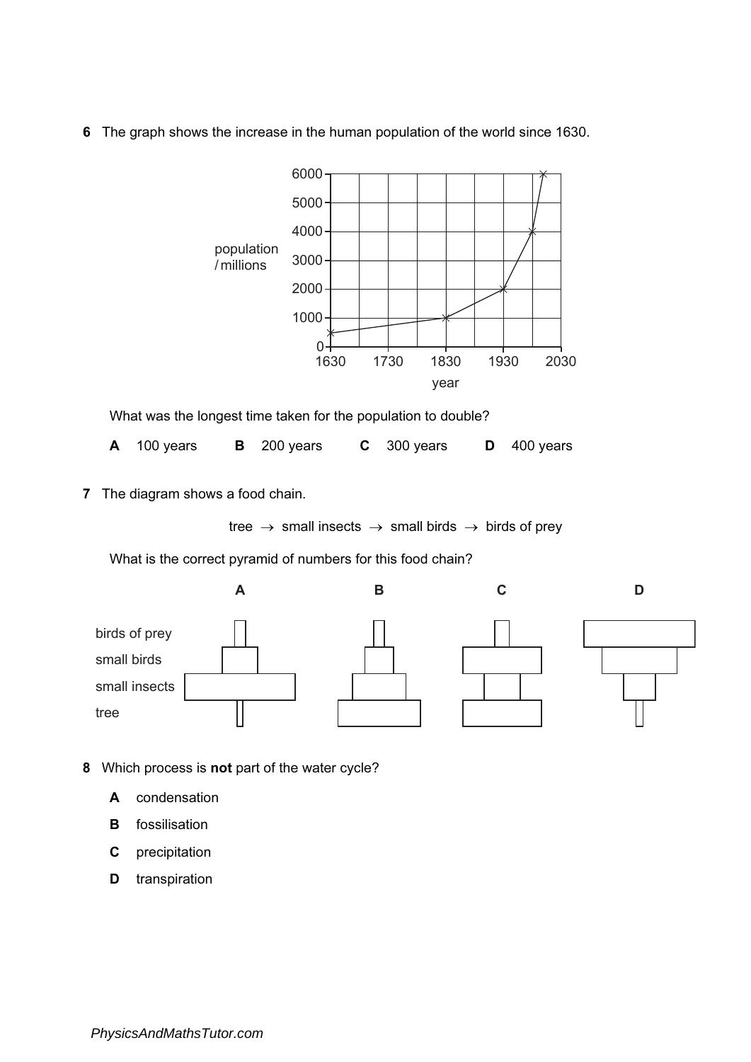**6** The graph shows the increase in the human population of the world since 1630.

What was the longest time taken for the population to double?

**A** 100 years **B** 200 years **C** 300 years **D** 400 years

**7** The diagram shows a food chain.

tree → small insects → small birds → birds of prey

What is the correct pyramid of numbers for this food chain?

**8** Which process is **not** part of the water cycle?

**A** condensation

**B** fossilisation

**C** precipitation

**D** transpiration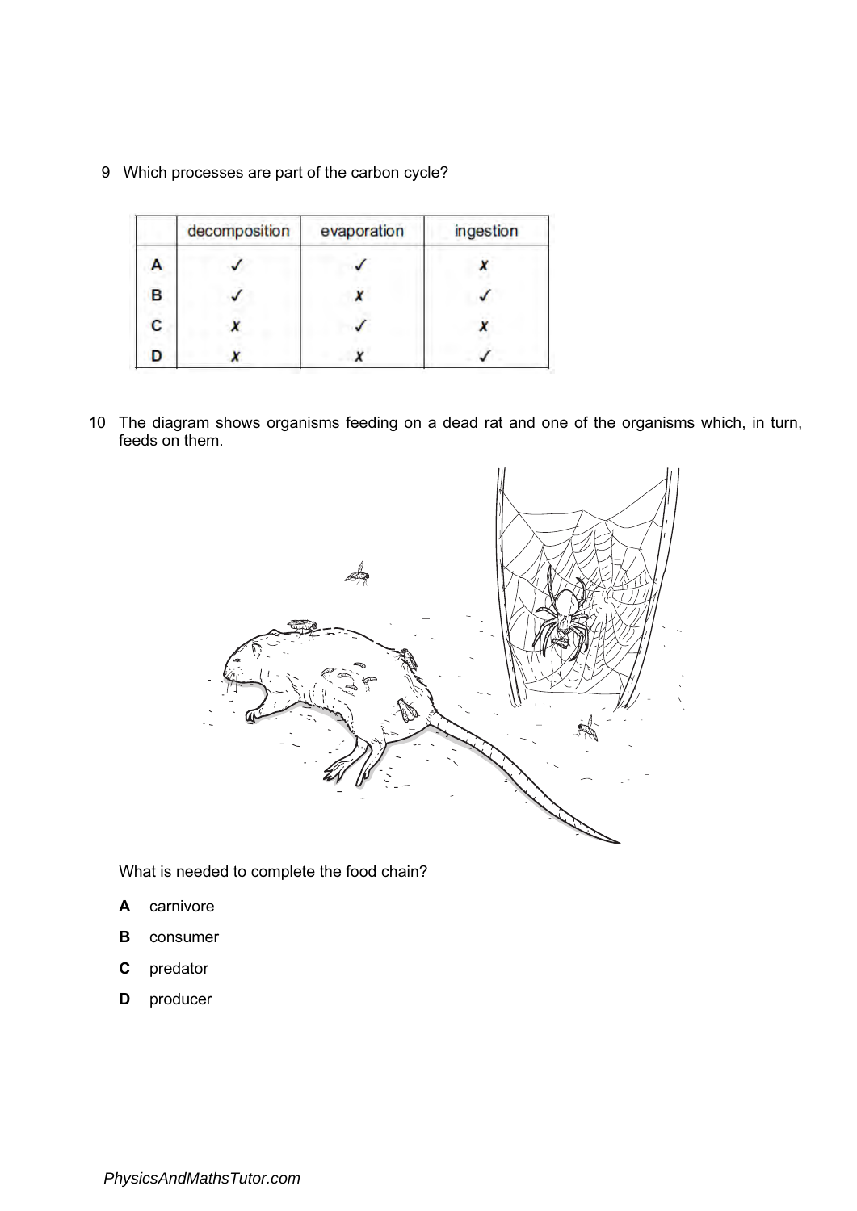9 Which processes are part of the carbon cycle?

| | decomposition | evaporation | ingestion |
|---|---|---|---|
| **A** | ✓ | ✓ | ✗ |
| **B** | ✓ | ✗ | ✓ |
| **C** | ✗ | ✓ | ✗ |
| **D** | ✗ | ✗ | ✓ |

10 The diagram shows organisms feeding on a dead rat and one of the organisms which, in turn, feeds on them.

What is needed to complete the food chain?

**A** carnivore

**B** consumer

**C** predator

**D** producer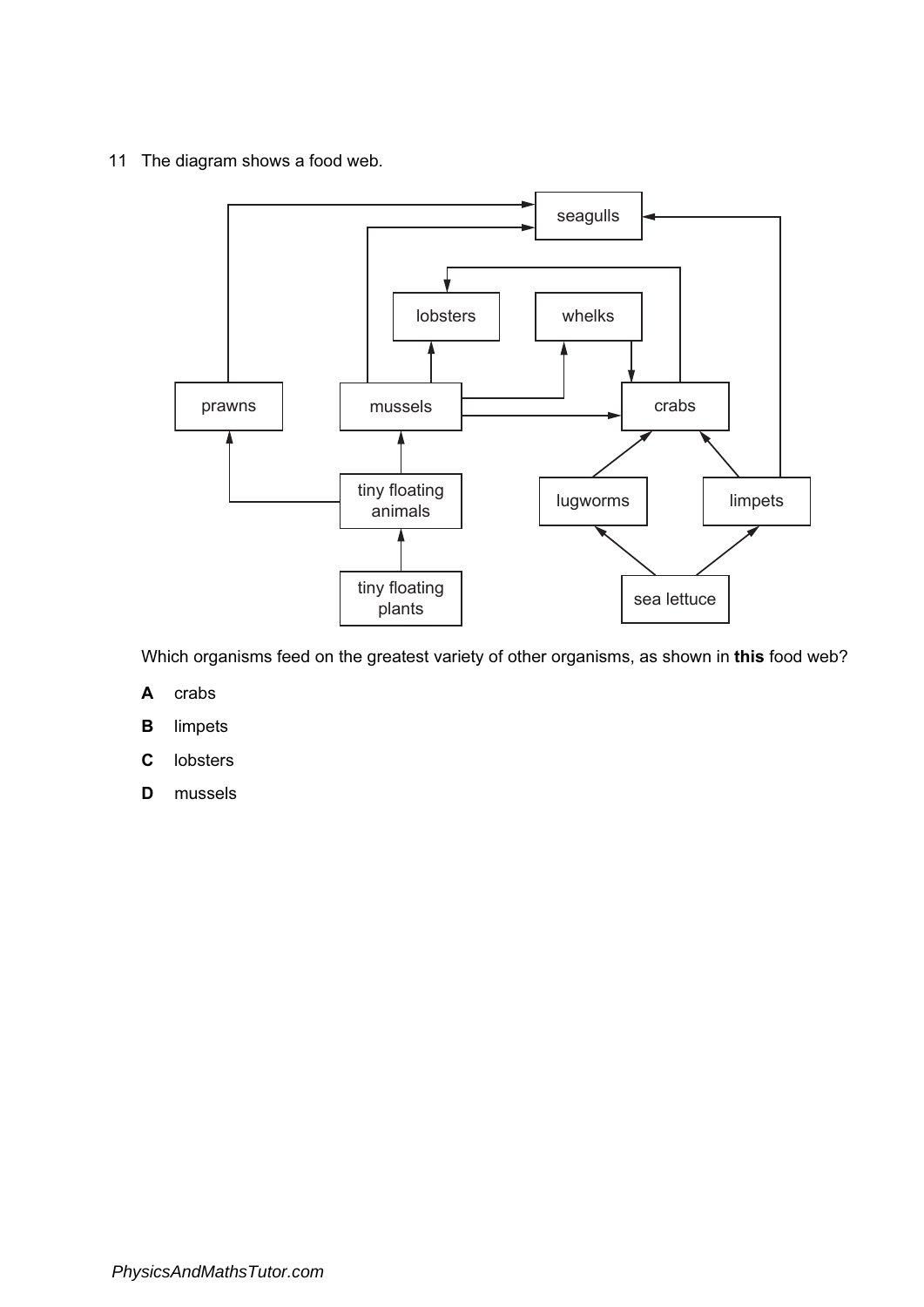11 The diagram shows a food web.

Which organisms feed on the greatest variety of other organisms, as shown in **this** food web?

**A** crabs

**B** limpets

**C** lobsters

**D** mussels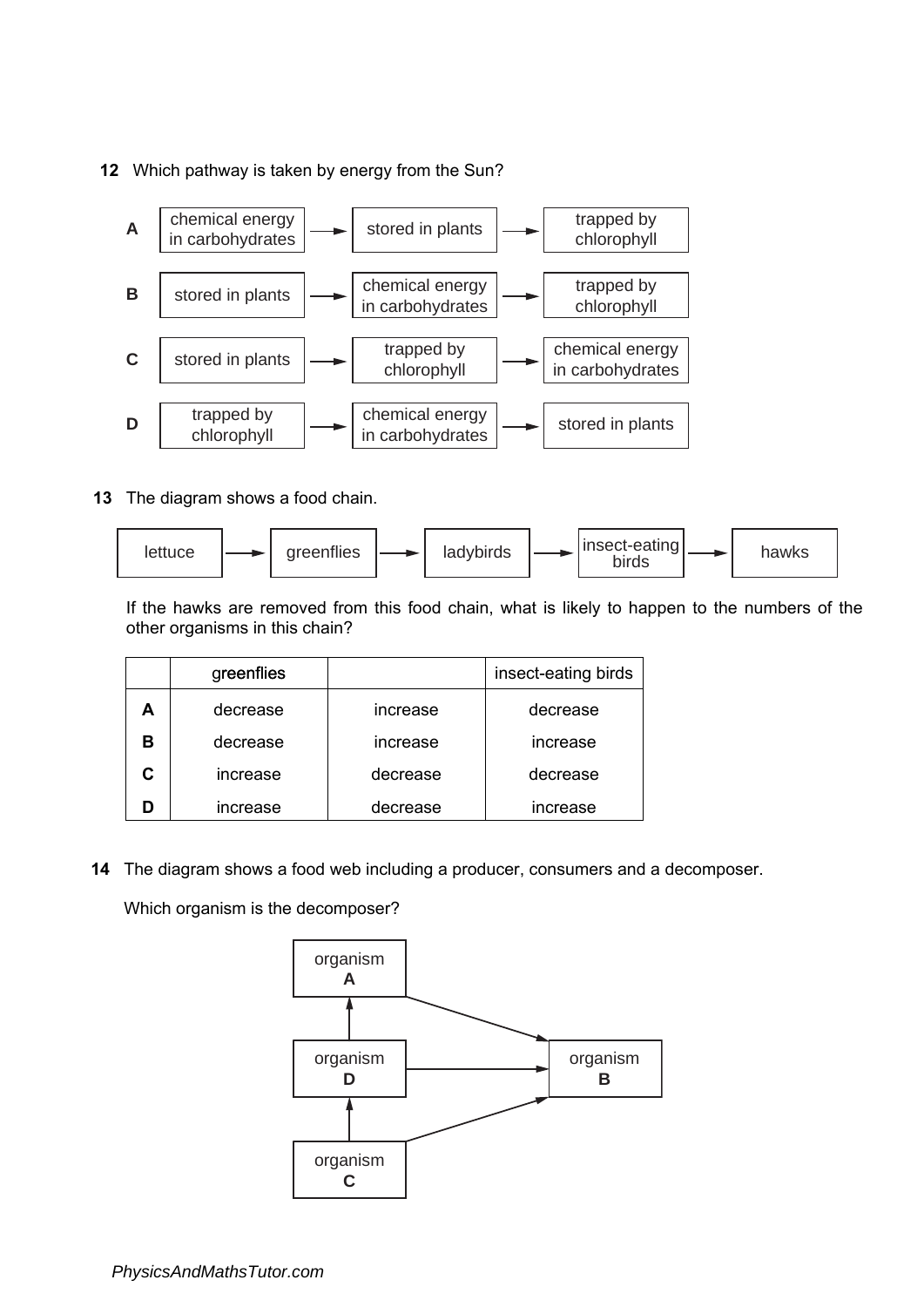**12** Which pathway is taken by energy from the Sun?

**A** chemical energy in carbohydrates → stored in plants → trapped by chlorophyll

**B** stored in plants → chemical energy in carbohydrates → trapped by chlorophyll

**C** stored in plants → trapped by chlorophyll → chemical energy in carbohydrates

**D** trapped by chlorophyll → chemical energy in carbohydrates → stored in plants

**13** The diagram shows a food chain.

lettuce → greenflies → ladybirds → insect-eating birds → hawks

If the hawks are removed from this food chain, what is likely to happen to the numbers of the other organisms in this chain?

| | greenflies | | insect-eating birds |
|---|---|---|---|
| **A** | decrease | increase | decrease |
| **B** | decrease | increase | increase |
| **C** | increase | decrease | decrease |
| **D** | increase | decrease | increase |

**14** The diagram shows a food web including a producer, consumers and a decomposer.

Which organism is the decomposer?

organism **C** → organism **D**
organism **D** → organism **A**
organism **A** → organism **B**
organism **D** → organism **B**
organism **C** → organism **B**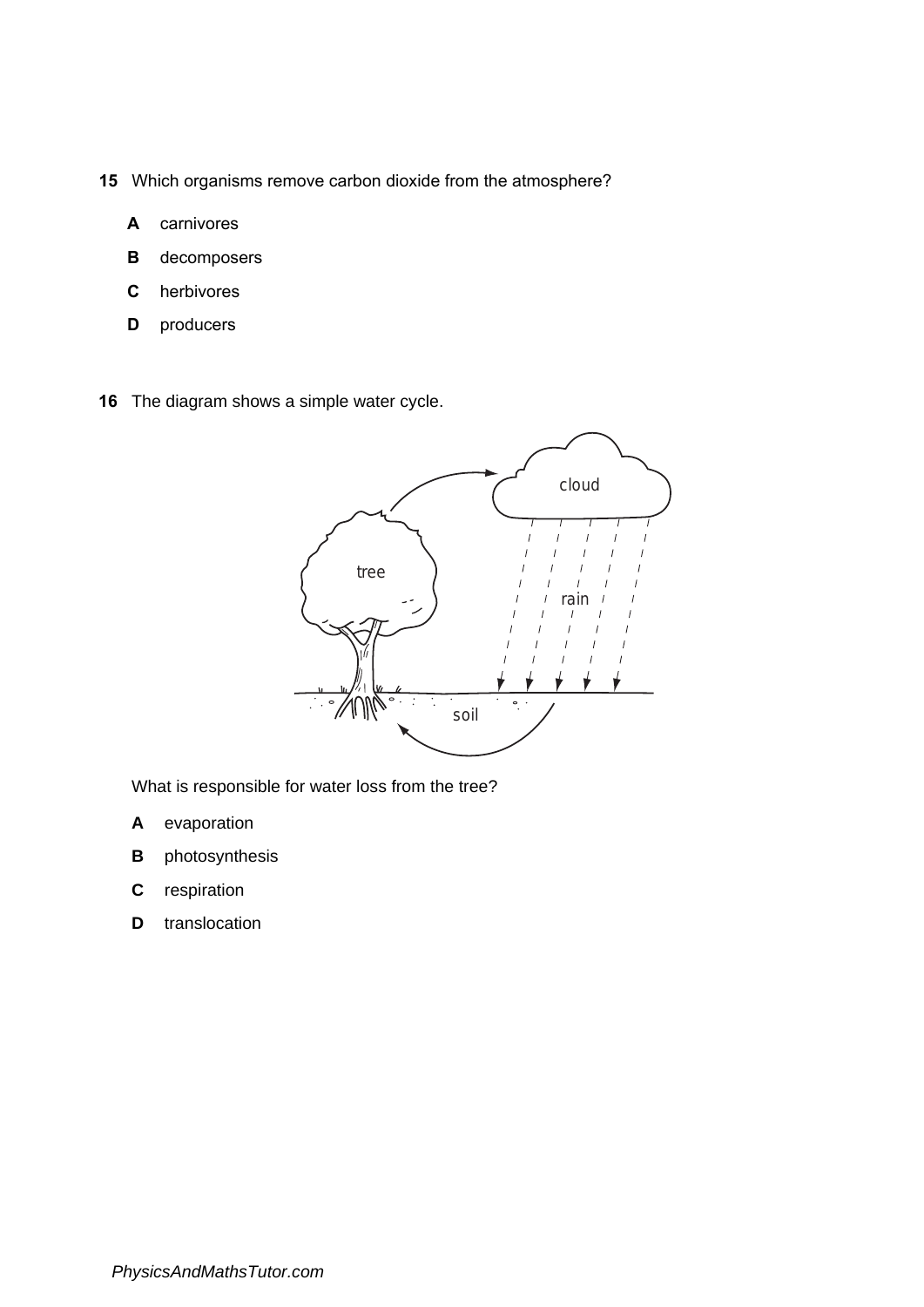**15** Which organisms remove carbon dioxide from the atmosphere?

**A** carnivores

**B** decomposers

**C** herbivores

**D** producers

**16** The diagram shows a simple water cycle.

What is responsible for water loss from the tree?

**A** evaporation

**B** photosynthesis

**C** respiration

**D** translocation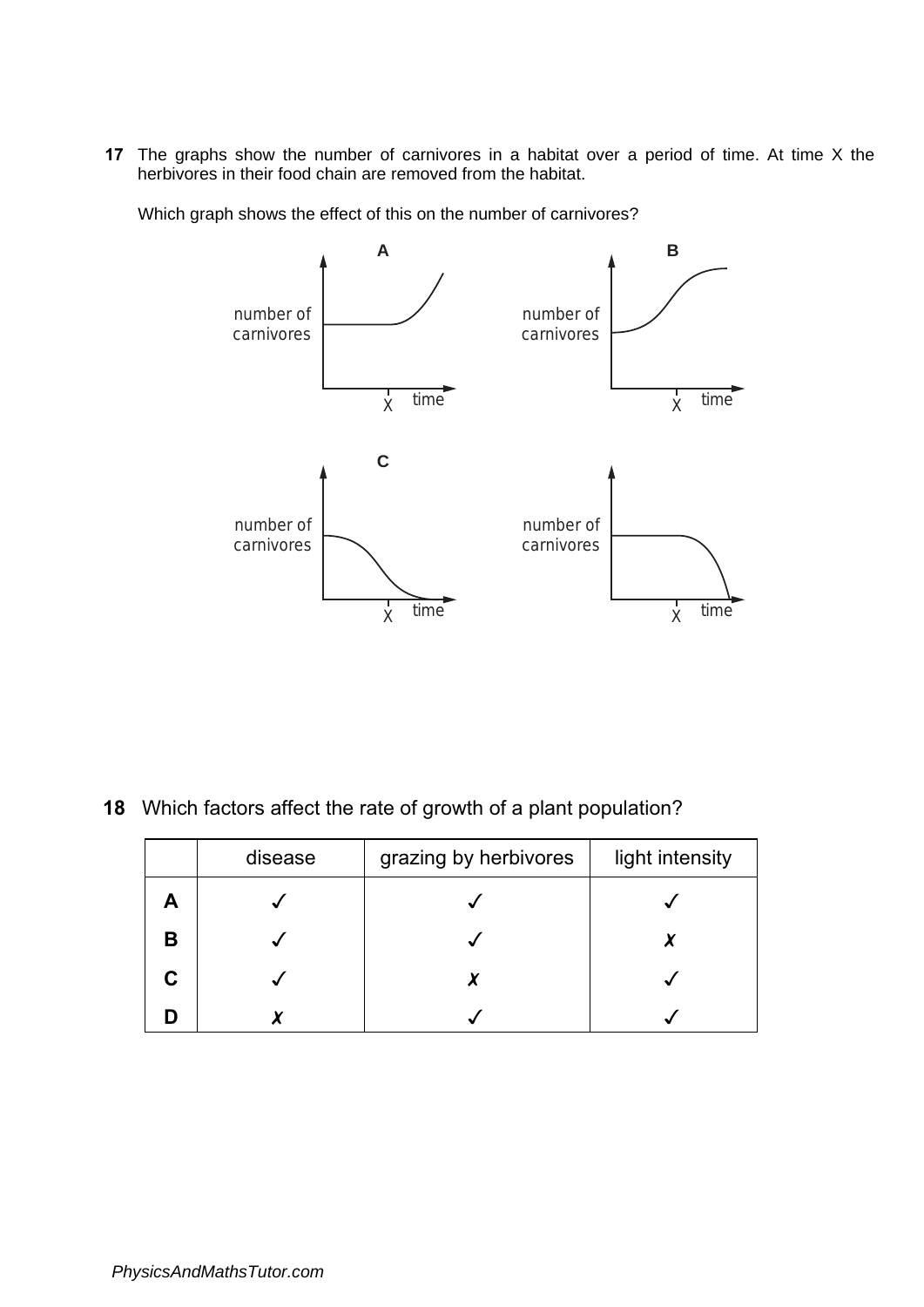**17** The graphs show the number of carnivores in a habitat over a period of time. At time X the herbivores in their food chain are removed from the habitat.

Which graph shows the effect of this on the number of carnivores?

**A**

number of carnivores

X time

**B**

number of carnivores

X time

**C**

number of carnivores

X time

number of carnivores

X time

**18** Which factors affect the rate of growth of a plant population?

| | disease | grazing by herbivores | light intensity |
|---|---|---|---|
| **A** | ✓ | ✓ | ✓ |
| **B** | ✓ | ✓ | ✗ |
| **C** | ✓ | ✗ | ✓ |
| **D** | ✗ | ✓ | ✓ |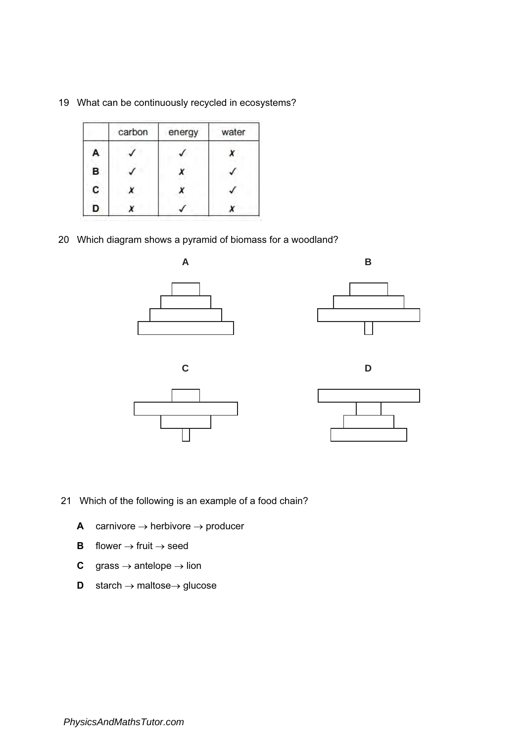19 What can be continuously recycled in ecosystems?

| | carbon | energy | water |
|---|---|---|---|
| **A** | ✓ | ✓ | ✗ |
| **B** | ✓ | ✗ | ✓ |
| **C** | ✗ | ✗ | ✓ |
| **D** | ✗ | ✓ | ✗ |

20 Which diagram shows a pyramid of biomass for a woodland?

**A**

**B**

**C**

**D**

21 Which of the following is an example of a food chain?

**A** carnivore → herbivore → producer

**B** flower → fruit → seed

**C** grass → antelope → lion

**D** starch → maltose→ glucose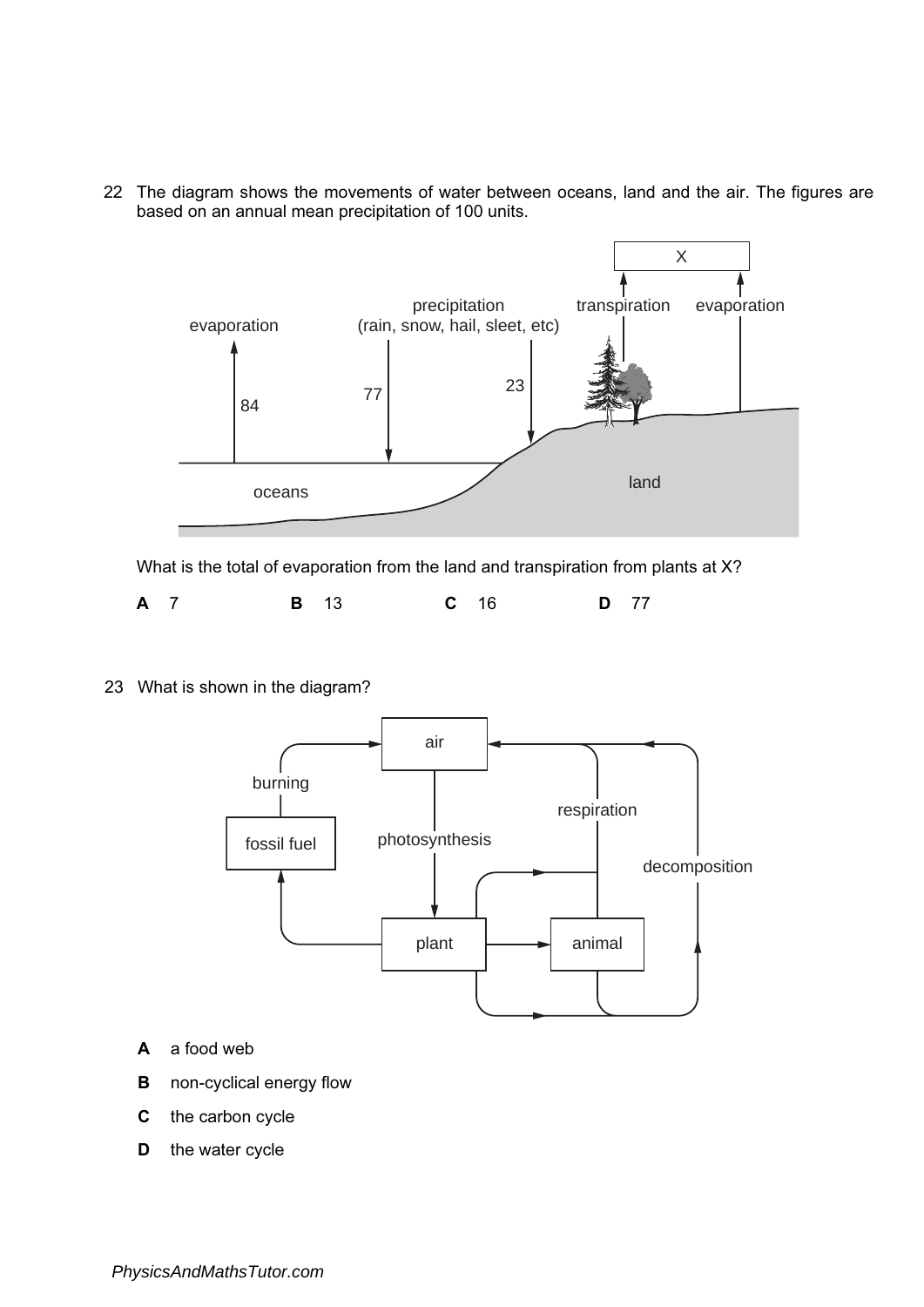22 The diagram shows the movements of water between oceans, land and the air. The figures are based on an annual mean precipitation of 100 units.

What is the total of evaporation from the land and transpiration from plants at X?

**A** 7 **B** 13 **C** 16 **D** 77

23 What is shown in the diagram?

**A** a food web

**B** non-cyclical energy flow

**C** the carbon cycle

**D** the water cycle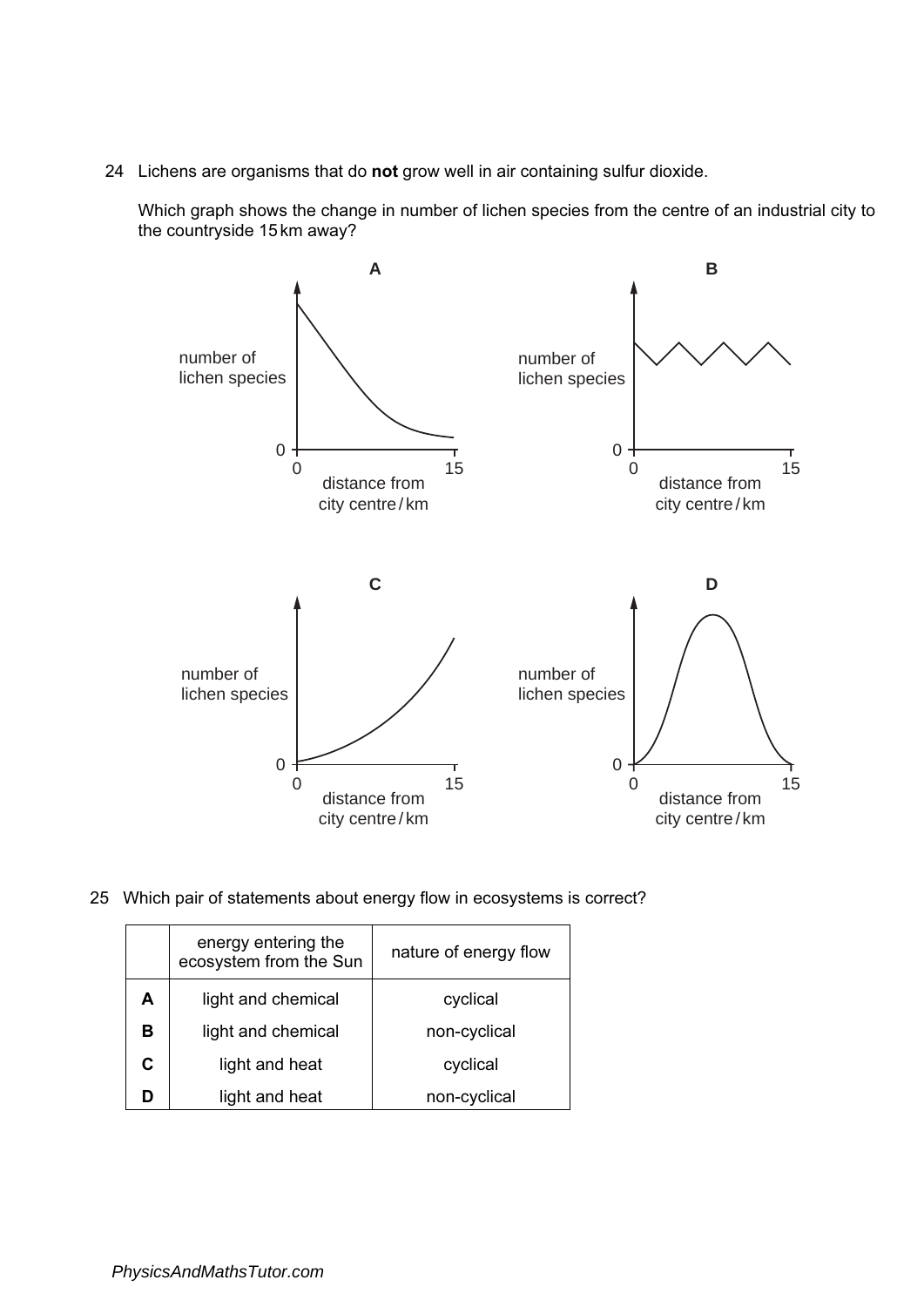24 Lichens are organisms that do **not** grow well in air containing sulfur dioxide.

Which graph shows the change in number of lichen species from the centre of an industrial city to the countryside 15 km away?

**A**

number of lichen species

0

0 15

distance from city centre / km

**B**

number of lichen species

0

0 15

distance from city centre / km

**C**

number of lichen species

0

0 15

distance from city centre / km

**D**

number of lichen species

0

0 15

distance from city centre / km

25 Which pair of statements about energy flow in ecosystems is correct?

| | energy entering the ecosystem from the Sun | nature of energy flow |
|---|---|---|
| **A** | light and chemical | cyclical |
| **B** | light and chemical | non-cyclical |
| **C** | light and heat | cyclical |
| **D** | light and heat | non-cyclical |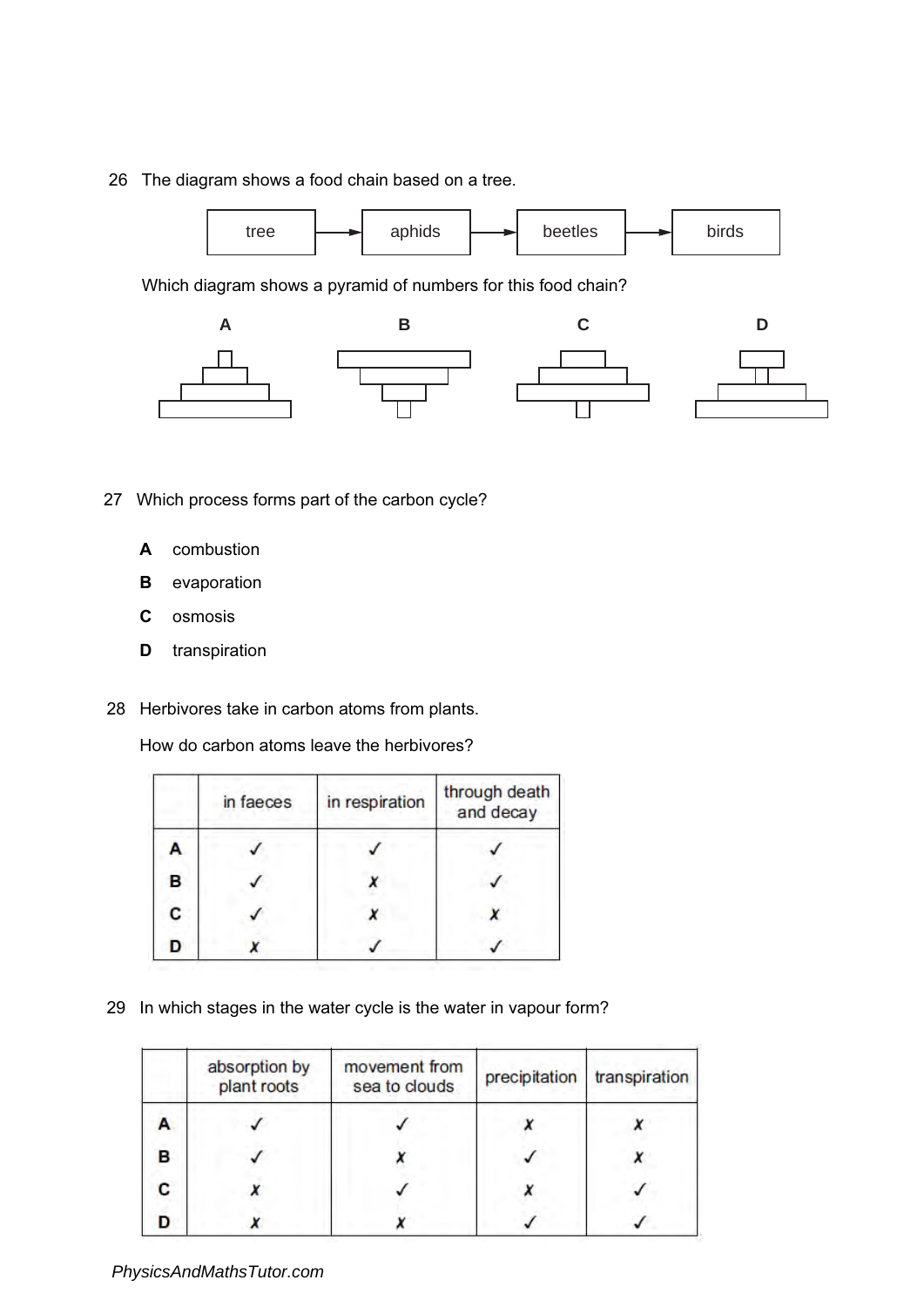26 The diagram shows a food chain based on a tree.

tree → aphids → beetles → birds

Which diagram shows a pyramid of numbers for this food chain?

**A** **B** **C** **D**

27 Which process forms part of the carbon cycle?

**A** combustion

**B** evaporation

**C** osmosis

**D** transpiration

28 Herbivores take in carbon atoms from plants.

How do carbon atoms leave the herbivores?

| | in faeces | in respiration | through death and decay |
|---|---|---|---|
| **A** | ✓ | ✓ | ✓ |
| **B** | ✓ | ✗ | ✓ |
| **C** | ✓ | ✗ | ✗ |
| **D** | ✗ | ✓ | ✓ |

29 In which stages in the water cycle is the water in vapour form?

| | absorption by plant roots | movement from sea to clouds | precipitation | transpiration |
|---|---|---|---|---|
| **A** | ✓ | ✓ | ✗ | ✗ |
| **B** | ✓ | ✗ | ✓ | ✗ |
| **C** | ✗ | ✓ | ✗ | ✓ |
| **D** | ✗ | ✗ | ✓ | ✓ |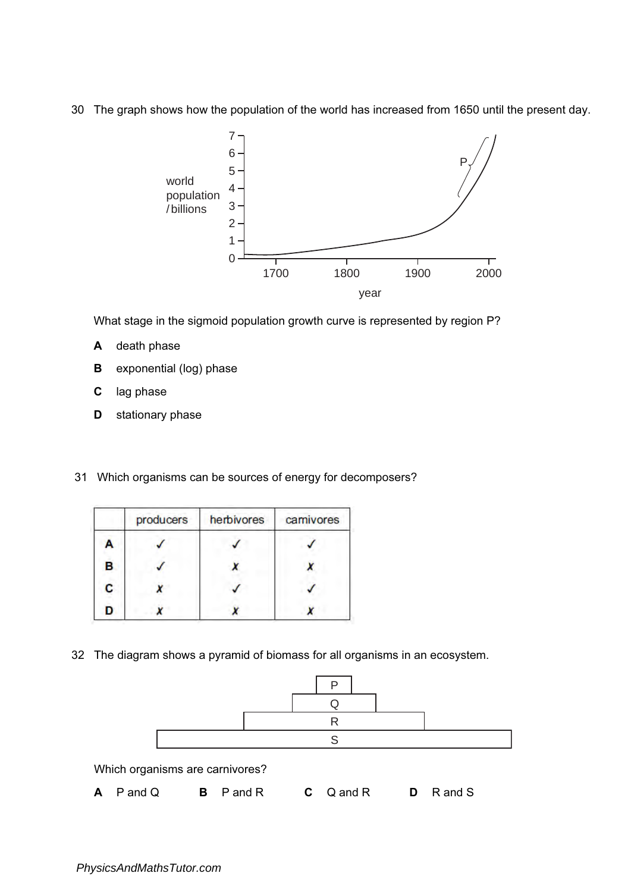30 The graph shows how the population of the world has increased from 1650 until the present day.

What stage in the sigmoid population growth curve is represented by region P?

**A** death phase

**B** exponential (log) phase

**C** lag phase

**D** stationary phase

31 Which organisms can be sources of energy for decomposers?

| | producers | herbivores | carnivores |
|---|---|---|---|
| **A** | ✓ | ✓ | ✓ |
| **B** | ✓ | ✗ | ✗ |
| **C** | ✗ | ✓ | ✓ |
| **D** | ✗ | ✗ | ✗ |

32 The diagram shows a pyramid of biomass for all organisms in an ecosystem.

Which organisms are carnivores?

**A** P and Q **B** P and R **C** Q and R **D** R and S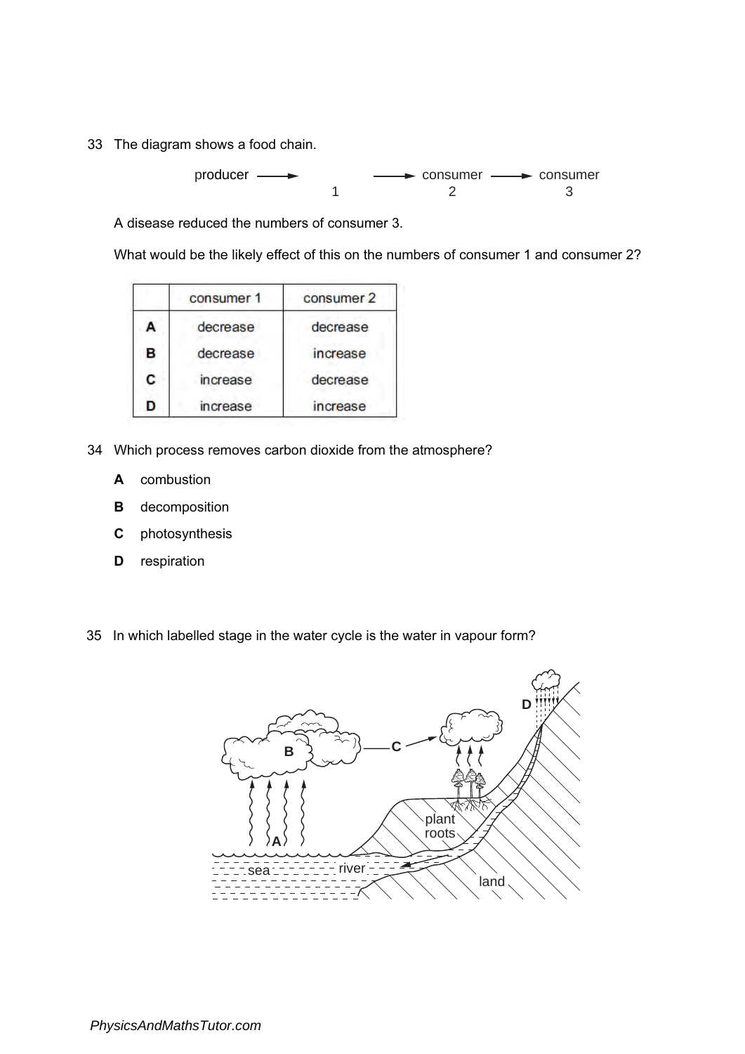33 The diagram shows a food chain.

producer ⟶ consumer 1 ⟶ consumer 2 ⟶ consumer 3

A disease reduced the numbers of consumer 3.

What would be the likely effect of this on the numbers of consumer 1 and consumer 2?

| | consumer 1 | consumer 2 |
|---|---|---|
| **A** | decrease | decrease |
| **B** | decrease | increase |
| **C** | increase | decrease |
| **D** | increase | increase |

34 Which process removes carbon dioxide from the atmosphere?

**A** combustion

**B** decomposition

**C** photosynthesis

**D** respiration

35 In which labelled stage in the water cycle is the water in vapour form?

A B C D

plant roots

sea river land

PhysicsAndMathsTutor.com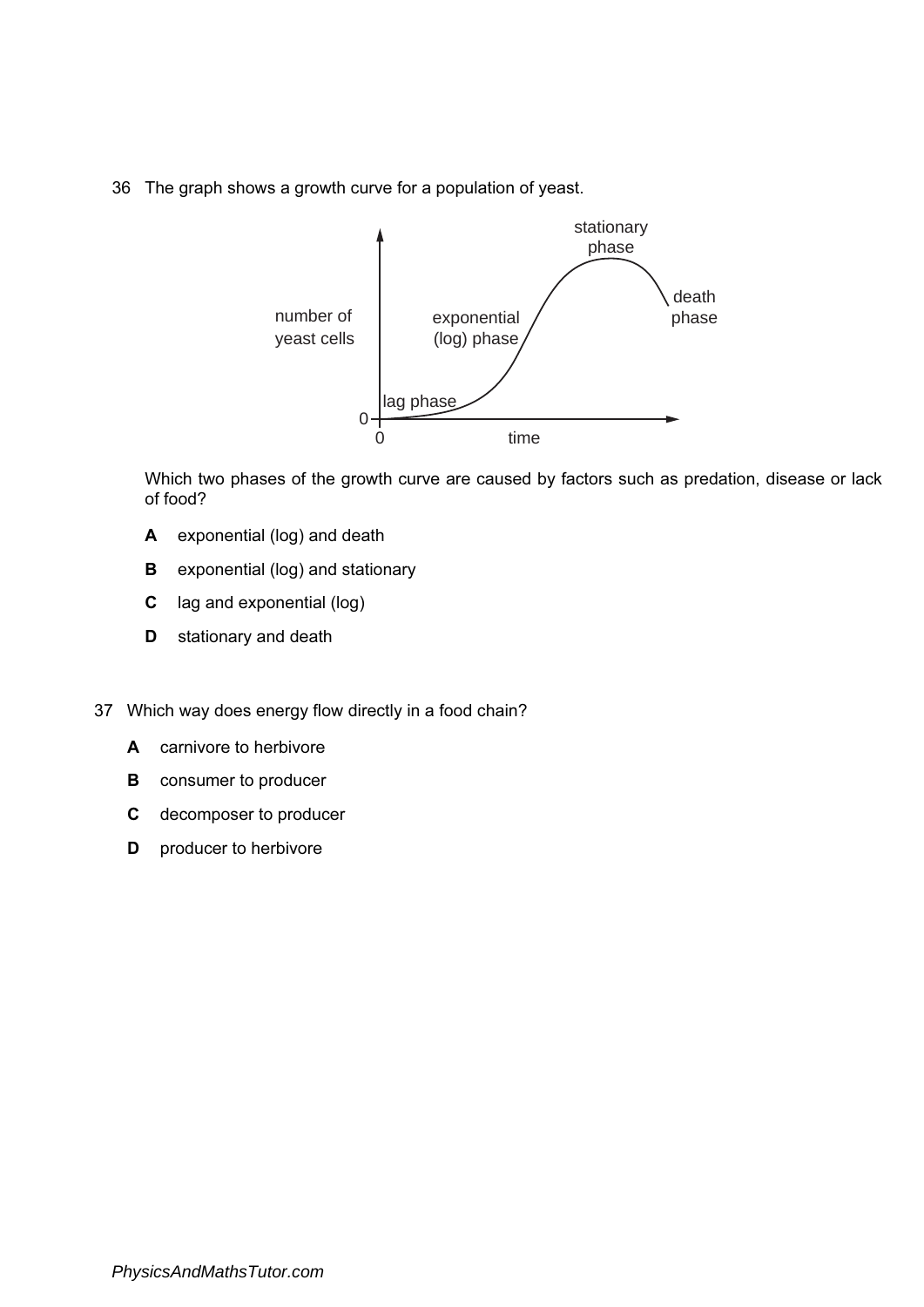36 The graph shows a growth curve for a population of yeast.

Which two phases of the growth curve are caused by factors such as predation, disease or lack of food?

**A** exponential (log) and death

**B** exponential (log) and stationary

**C** lag and exponential (log)

**D** stationary and death

37 Which way does energy flow directly in a food chain?

**A** carnivore to herbivore

**B** consumer to producer

**C** decomposer to producer

**D** producer to herbivore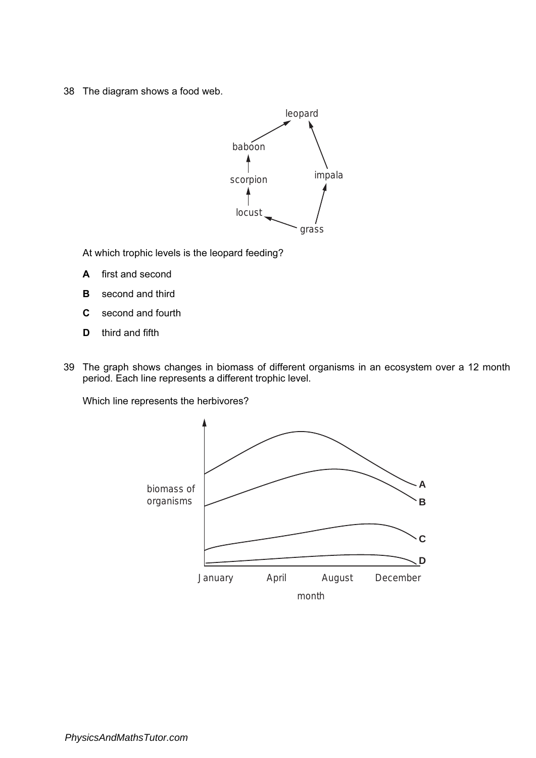38 The diagram shows a food web.

At which trophic levels is the leopard feeding?

**A** first and second

**B** second and third

**C** second and fourth

**D** third and fifth

39 The graph shows changes in biomass of different organisms in an ecosystem over a 12 month period. Each line represents a different trophic level.

Which line represents the herbivores?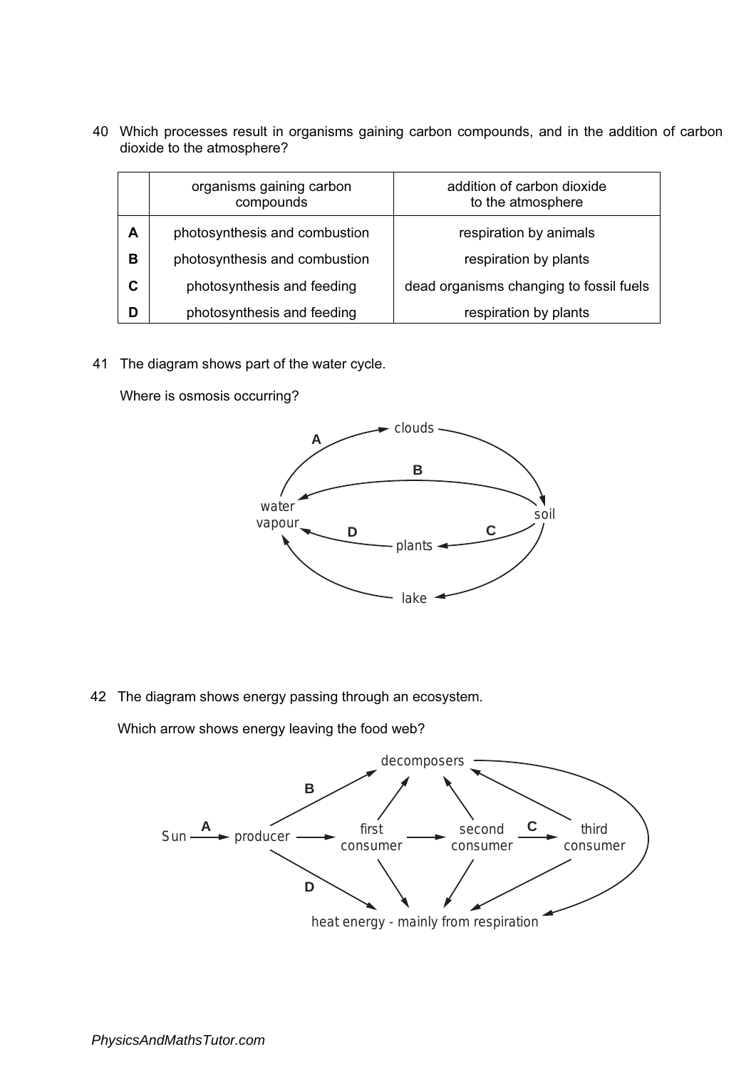40 Which processes result in organisms gaining carbon compounds, and in the addition of carbon dioxide to the atmosphere?

| | organisms gaining carbon compounds | addition of carbon dioxide to the atmosphere |
|---|---|---|
| **A** | photosynthesis and combustion | respiration by animals |
| **B** | photosynthesis and combustion | respiration by plants |
| **C** | photosynthesis and feeding | dead organisms changing to fossil fuels |
| **D** | photosynthesis and feeding | respiration by plants |

41 The diagram shows part of the water cycle.

Where is osmosis occurring?

42 The diagram shows energy passing through an ecosystem.

Which arrow shows energy leaving the food web?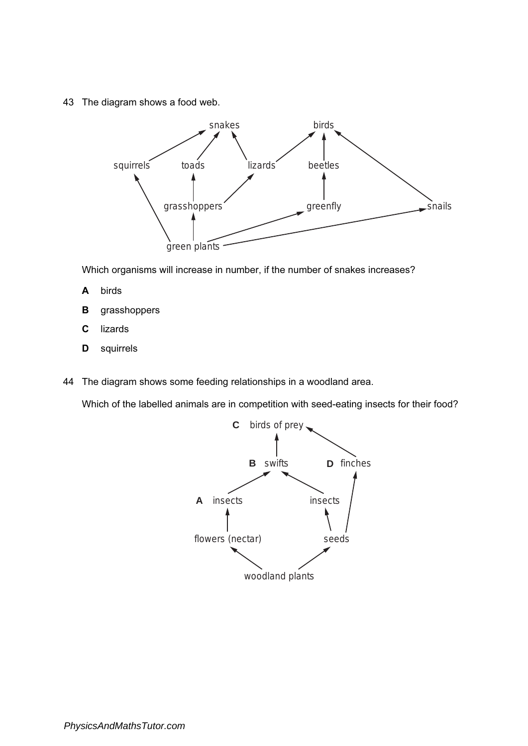43 The diagram shows a food web.

Which organisms will increase in number, if the number of snakes increases?

**A** birds

**B** grasshoppers

**C** lizards

**D** squirrels

44 The diagram shows some feeding relationships in a woodland area.

Which of the labelled animals are in competition with seed-eating insects for their food?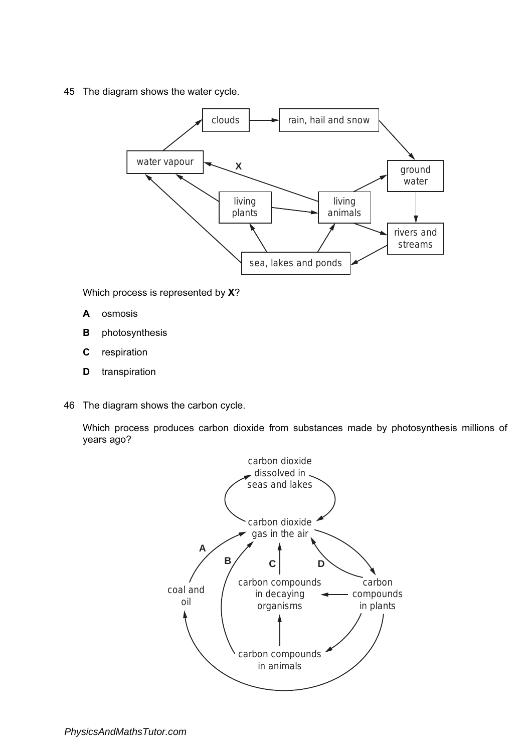45 The diagram shows the water cycle.

Which process is represented by **X**?

**A** osmosis

**B** photosynthesis

**C** respiration

**D** transpiration

46 The diagram shows the carbon cycle.

Which process produces carbon dioxide from substances made by photosynthesis millions of years ago?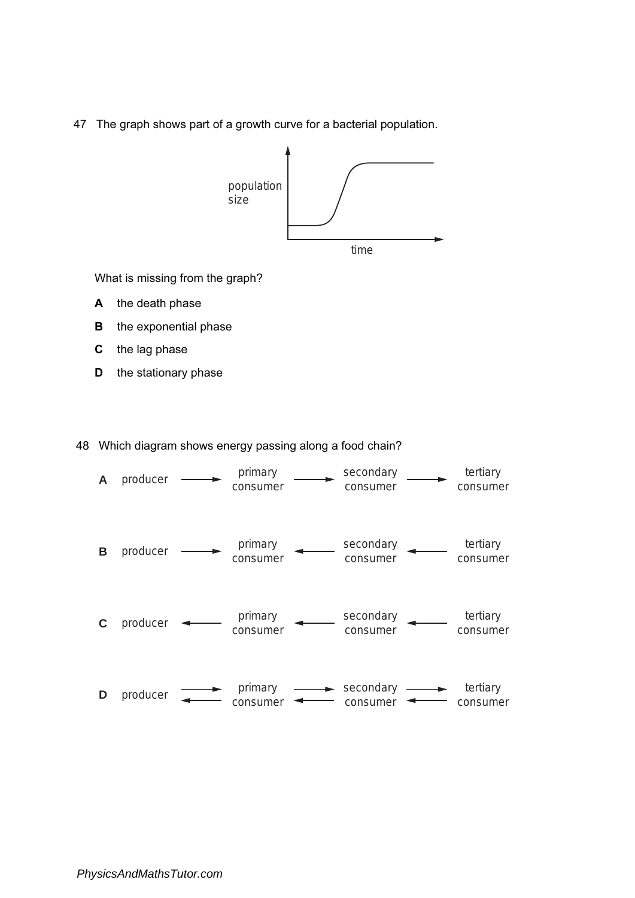47 The graph shows part of a growth curve for a bacterial population.

What is missing from the graph?

**A** the death phase

**B** the exponential phase

**C** the lag phase

**D** the stationary phase

48 Which diagram shows energy passing along a food chain?

**A** producer → primary consumer → secondary consumer → tertiary consumer

**B** producer → primary consumer ← secondary consumer ← tertiary consumer

**C** producer ← primary consumer ← secondary consumer ← tertiary consumer

**D** producer ⇄ primary consumer ⇄ secondary consumer ⇄ tertiary consumer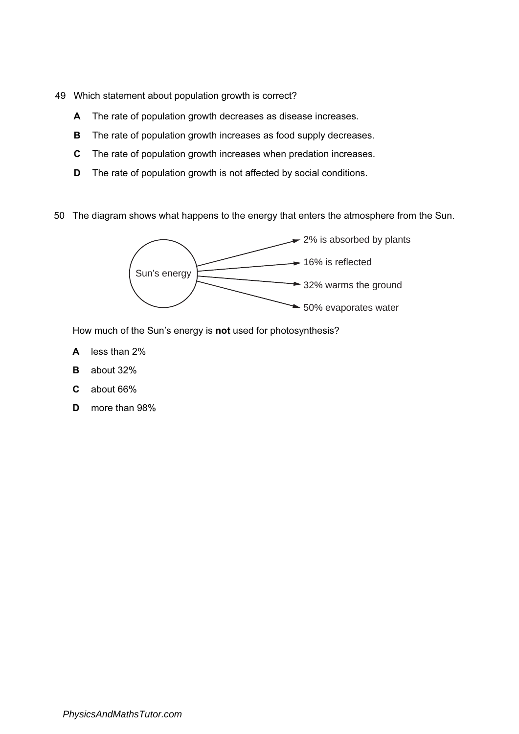49 Which statement about population growth is correct?

**A** The rate of population growth decreases as disease increases.

**B** The rate of population growth increases as food supply decreases.

**C** The rate of population growth increases when predation increases.

**D** The rate of population growth is not affected by social conditions.

50 The diagram shows what happens to the energy that enters the atmosphere from the Sun.

Sun's energy

2% is absorbed by plants

16% is reflected

32% warms the ground

50% evaporates water

How much of the Sun's energy is **not** used for photosynthesis?

**A** less than 2%

**B** about 32%

**C** about 66%

**D** more than 98%